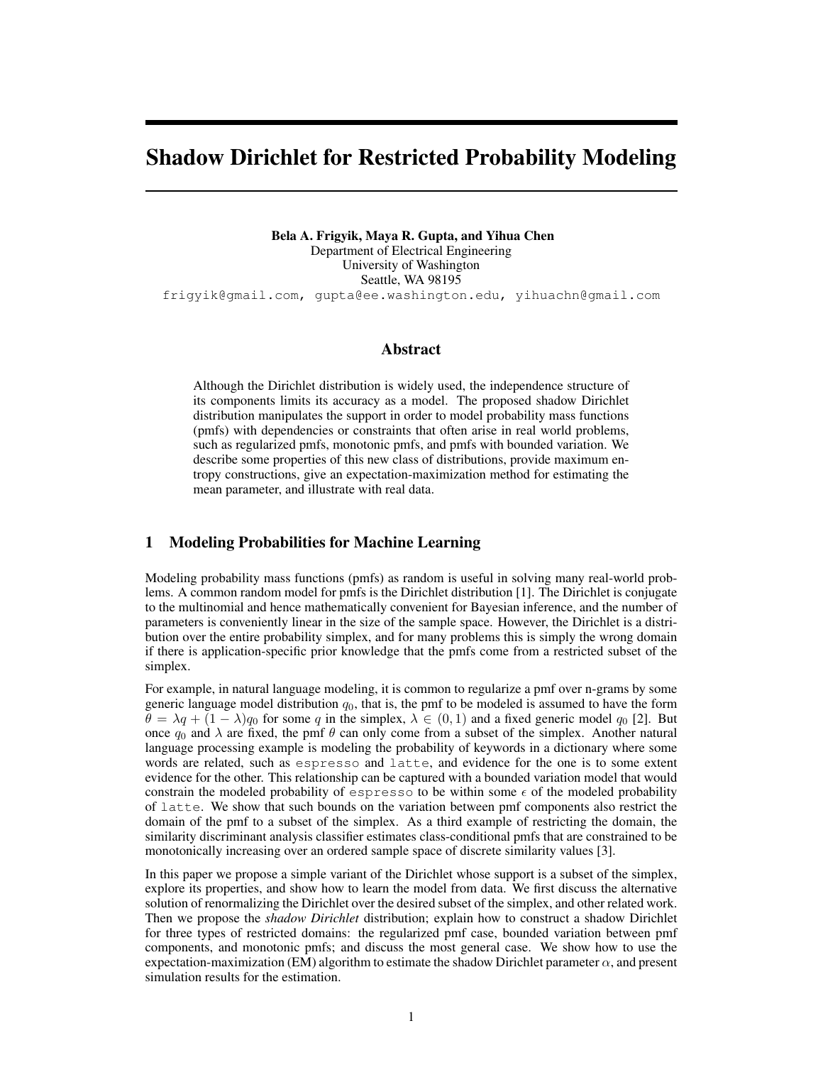# Shadow Dirichlet for Restricted Probability Modeling

**Bela A. Frigyik, Maya R. Gupta, and Yihua Chen**
Department of Electrical Engineering
University of Washington
Seattle, WA 98195
frigyik@gmail.com, gupta@ee.washington.edu, yihuachn@gmail.com

## Abstract

Although the Dirichlet distribution is widely used, the independence structure of its components limits its accuracy as a model. The proposed shadow Dirichlet distribution manipulates the support in order to model probability mass functions (pmfs) with dependencies or constraints that often arise in real world problems, such as regularized pmfs, monotonic pmfs, and pmfs with bounded variation. We describe some properties of this new class of distributions, provide maximum entropy constructions, give an expectation-maximization method for estimating the mean parameter, and illustrate with real data.

## 1 Modeling Probabilities for Machine Learning

Modeling probability mass functions (pmfs) as random is useful in solving many real-world problems. A common random model for pmfs is the Dirichlet distribution [1]. The Dirichlet is conjugate to the multinomial and hence mathematically convenient for Bayesian inference, and the number of parameters is conveniently linear in the size of the sample space. However, the Dirichlet is a distribution over the entire probability simplex, and for many problems this is simply the wrong domain if there is application-specific prior knowledge that the pmfs come from a restricted subset of the simplex.

For example, in natural language modeling, it is common to regularize a pmf over n-grams by some generic language model distribution $q_0$, that is, the pmf to be modeled is assumed to have the form $\theta = \lambda q + (1 - \lambda)q_0$ for some $q$ in the simplex, $\lambda \in (0, 1)$ and a fixed generic model $q_0$ [2]. But once $q_0$ and $\lambda$ are fixed, the pmf $\theta$ can only come from a subset of the simplex. Another natural language processing example is modeling the probability of keywords in a dictionary where some words are related, such as espresso and latte, and evidence for the one is to some extent evidence for the other. This relationship can be captured with a bounded variation model that would constrain the modeled probability of espresso to be within some $\epsilon$ of the modeled probability of latte. We show that such bounds on the variation between pmf components also restrict the domain of the pmf to a subset of the simplex. As a third example of restricting the domain, the similarity discriminant analysis classifier estimates class-conditional pmfs that are constrained to be monotonically increasing over an ordered sample space of discrete similarity values [3].

In this paper we propose a simple variant of the Dirichlet whose support is a subset of the simplex, explore its properties, and show how to learn the model from data. We first discuss the alternative solution of renormalizing the Dirichlet over the desired subset of the simplex, and other related work. Then we propose the *shadow Dirichlet* distribution; explain how to construct a shadow Dirichlet for three types of restricted domains: the regularized pmf case, bounded variation between pmf components, and monotonic pmfs; and discuss the most general case. We show how to use the expectation-maximization (EM) algorithm to estimate the shadow Dirichlet parameter $\alpha$, and present simulation results for the estimation.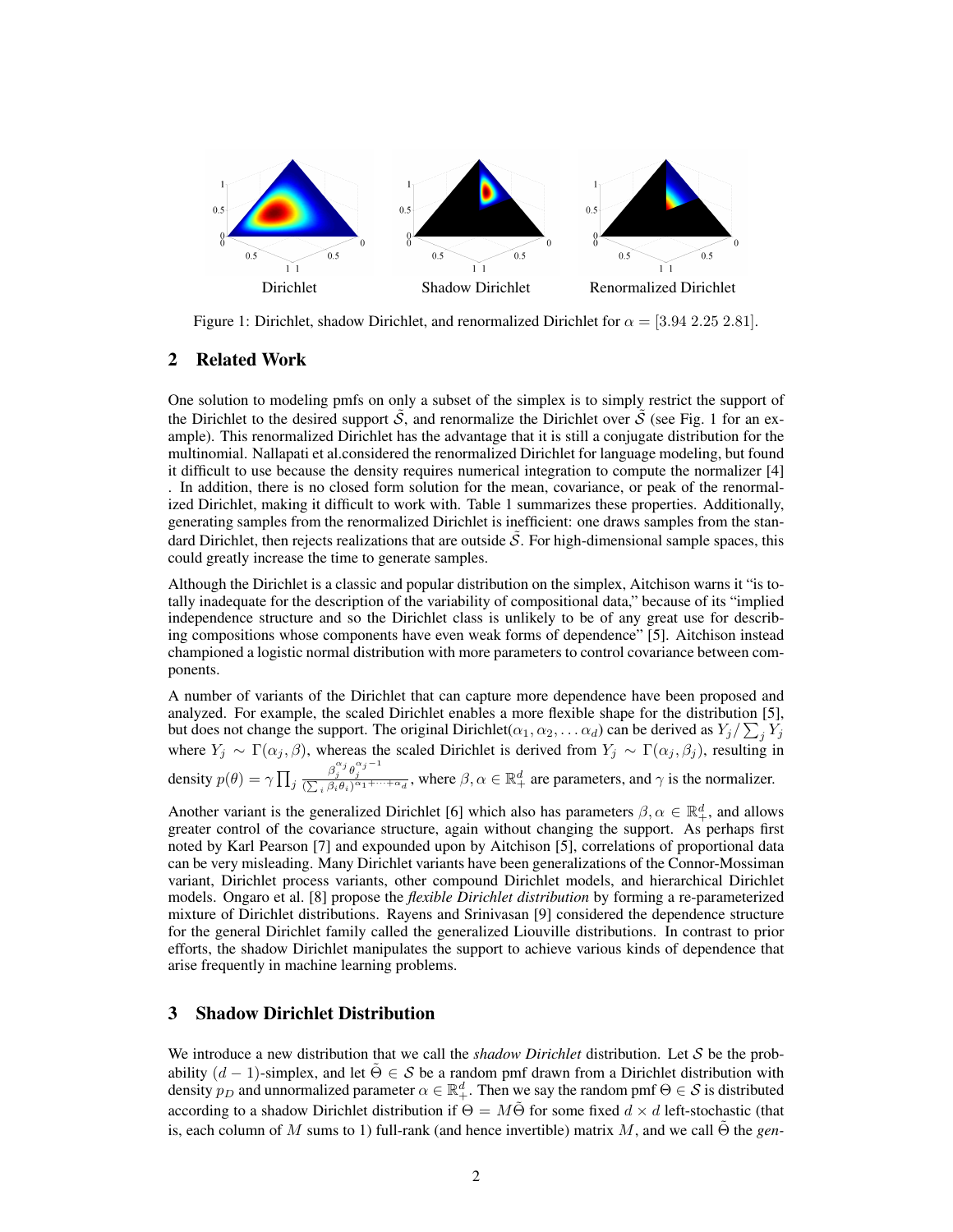Dirichlet Shadow Dirichlet Renormalized Dirichlet

Figure 1: Dirichlet, shadow Dirichlet, and renormalized Dirichlet for $\alpha = [3.94\ 2.25\ 2.81]$.

## 2 Related Work

One solution to modeling pmfs on only a subset of the simplex is to simply restrict the support of the Dirichlet to the desired support $\tilde{\mathcal{S}}$, and renormalize the Dirichlet over $\tilde{\mathcal{S}}$ (see Fig. 1 for an example). This renormalized Dirichlet has the advantage that it is still a conjugate distribution for the multinomial. Nallapati et al.considered the renormalized Dirichlet for language modeling, but found it difficult to use because the density requires numerical integration to compute the normalizer [4] . In addition, there is no closed form solution for the mean, covariance, or peak of the renormalized Dirichlet, making it difficult to work with. Table 1 summarizes these properties. Additionally, generating samples from the renormalized Dirichlet is inefficient: one draws samples from the standard Dirichlet, then rejects realizations that are outside $\tilde{\mathcal{S}}$. For high-dimensional sample spaces, this could greatly increase the time to generate samples.

Although the Dirichlet is a classic and popular distribution on the simplex, Aitchison warns it "is totally inadequate for the description of the variability of compositional data," because of its "implied independence structure and so the Dirichlet class is unlikely to be of any great use for describing compositions whose components have even weak forms of dependence" [5]. Aitchison instead championed a logistic normal distribution with more parameters to control covariance between components.

A number of variants of the Dirichlet that can capture more dependence have been proposed and analyzed. For example, the scaled Dirichlet enables a more flexible shape for the distribution [5], but does not change the support. The original Dirichlet$(\alpha_1, \alpha_2, \ldots \alpha_d)$ can be derived as $Y_j / \sum_j Y_j$ where $Y_j \sim \Gamma(\alpha_j, \beta)$, whereas the scaled Dirichlet is derived from $Y_j \sim \Gamma(\alpha_j, \beta_j)$, resulting in density $p(\theta) = \gamma \prod_j \frac{\beta_j^{\alpha_j} \theta_j^{\alpha_j - 1}}{(\sum_i \beta_i \theta_i)^{\alpha_1 + \cdots + \alpha_d}}$, where $\beta, \alpha \in \mathbb{R}_+^d$ are parameters, and $\gamma$ is the normalizer.

Another variant is the generalized Dirichlet [6] which also has parameters $\beta, \alpha \in \mathbb{R}_+^d$, and allows greater control of the covariance structure, again without changing the support. As perhaps first noted by Karl Pearson [7] and expounded upon by Aitchison [5], correlations of proportional data can be very misleading. Many Dirichlet variants have been generalizations of the Connor-Mossiman variant, Dirichlet process variants, other compound Dirichlet models, and hierarchical Dirichlet models. Ongaro et al. [8] propose the *flexible Dirichlet distribution* by forming a re-parameterized mixture of Dirichlet distributions. Rayens and Srinivasan [9] considered the dependence structure for the general Dirichlet family called the generalized Liouville distributions. In contrast to prior efforts, the shadow Dirichlet manipulates the support to achieve various kinds of dependence that arise frequently in machine learning problems.

## 3 Shadow Dirichlet Distribution

We introduce a new distribution that we call the *shadow Dirichlet* distribution. Let $\mathcal{S}$ be the probability $(d-1)$-simplex, and let $\tilde{\Theta} \in \mathcal{S}$ be a random pmf drawn from a Dirichlet distribution with density $p_D$ and unnormalized parameter $\alpha \in \mathbb{R}_+^d$. Then we say the random pmf $\Theta \in \mathcal{S}$ is distributed according to a shadow Dirichlet distribution if $\Theta = M\tilde{\Theta}$ for some fixed $d \times d$ left-stochastic (that is, each column of $M$ sums to 1) full-rank (and hence invertible) matrix $M$, and we call $\tilde{\Theta}$ the *gen-*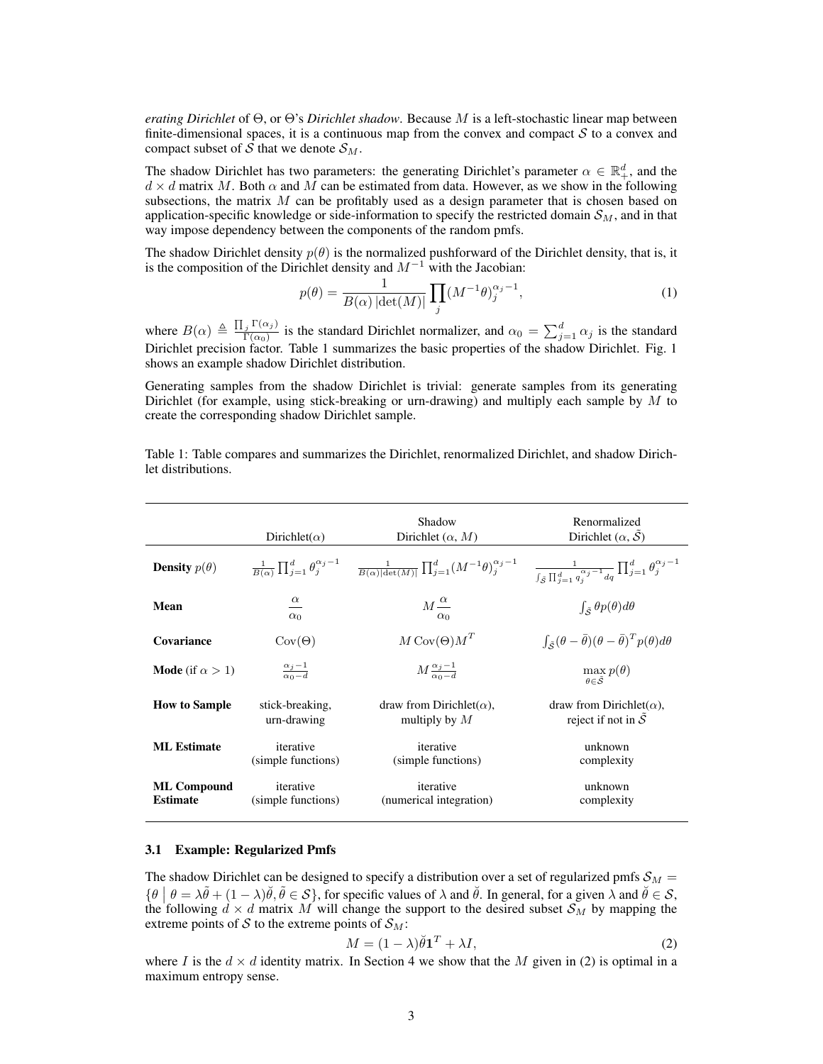*erating Dirichlet* of $\Theta$, or $\Theta$'s *Dirichlet shadow*. Because $M$ is a left-stochastic linear map between finite-dimensional spaces, it is a continuous map from the convex and compact $\mathcal{S}$ to a convex and compact subset of $\mathcal{S}$ that we denote $\mathcal{S}_M$.

The shadow Dirichlet has two parameters: the generating Dirichlet's parameter $\alpha \in \mathbb{R}^d_+$, and the $d \times d$ matrix $M$. Both $\alpha$ and $M$ can be estimated from data. However, as we show in the following subsections, the matrix $M$ can be profitably used as a design parameter that is chosen based on application-specific knowledge or side-information to specify the restricted domain $\mathcal{S}_M$, and in that way impose dependency between the components of the random pmfs.

The shadow Dirichlet density $p(\theta)$ is the normalized pushforward of the Dirichlet density, that is, it is the composition of the Dirichlet density and $M^{-1}$ with the Jacobian:

$$p(\theta) = \frac{1}{B(\alpha)\,|\det(M)|} \prod_j (M^{-1}\theta)_j^{\alpha_j - 1}, \tag{1}$$

where $B(\alpha) \triangleq \frac{\prod_j \Gamma(\alpha_j)}{\Gamma(\alpha_0)}$ is the standard Dirichlet normalizer, and $\alpha_0 = \sum_{j=1}^d \alpha_j$ is the standard Dirichlet precision factor. Table 1 summarizes the basic properties of the shadow Dirichlet. Fig. 1 shows an example shadow Dirichlet distribution.

Generating samples from the shadow Dirichlet is trivial: generate samples from its generating Dirichlet (for example, using stick-breaking or urn-drawing) and multiply each sample by $M$ to create the corresponding shadow Dirichlet sample.

Table 1: Table compares and summarizes the Dirichlet, renormalized Dirichlet, and shadow Dirichlet distributions.

| | Dirichlet($\alpha$) | Shadow Dirichlet ($\alpha$, $M$) | Renormalized Dirichlet ($\alpha$, $\tilde{\mathcal{S}}$) |
|---|---|---|---|
| **Density** $p(\theta)$ | $\frac{1}{B(\alpha)}\prod_{j=1}^d \theta_j^{\alpha_j-1}$ | $\frac{1}{B(\alpha)\|\det(M)\|}\prod_{j=1}^d (M^{-1}\theta)_j^{\alpha_j-1}$ | $\frac{1}{\int_{\tilde{\mathcal{S}}}\prod_{j=1}^d q_j^{\alpha_j-1}dq}\prod_{j=1}^d \theta_j^{\alpha_j-1}$ |
| **Mean** | $\frac{\alpha}{\alpha_0}$ | $M\frac{\alpha}{\alpha_0}$ | $\int_{\tilde{\mathcal{S}}}\theta p(\theta)d\theta$ |
| **Covariance** | $\mathrm{Cov}(\Theta)$ | $M\,\mathrm{Cov}(\Theta)M^T$ | $\int_{\tilde{\mathcal{S}}}(\theta-\bar{\theta})(\theta-\bar{\theta})^T p(\theta)d\theta$ |
| **Mode** (if $\alpha > 1$) | $\frac{\alpha_j-1}{\alpha_0-d}$ | $M\frac{\alpha_j-1}{\alpha_0-d}$ | $\max_{\theta\in\tilde{\mathcal{S}}} p(\theta)$ |
| **How to Sample** | stick-breaking, urn-drawing | draw from Dirichlet($\alpha$), multiply by $M$ | draw from Dirichlet($\alpha$), reject if not in $\tilde{\mathcal{S}}$ |
| **ML Estimate** | iterative (simple functions) | iterative (simple functions) | unknown complexity |
| **ML Compound Estimate** | iterative (simple functions) | iterative (numerical integration) | unknown complexity |

### 3.1 Example: Regularized Pmfs

The shadow Dirichlet can be designed to specify a distribution over a set of regularized pmfs $\mathcal{S}_M = \{\theta \mid \theta = \lambda\tilde{\theta} + (1-\lambda)\breve{\theta}, \tilde{\theta} \in \mathcal{S}\}$, for specific values of $\lambda$ and $\breve{\theta}$. In general, for a given $\lambda$ and $\breve{\theta} \in \mathcal{S}$, the following $d \times d$ matrix $M$ will change the support to the desired subset $\mathcal{S}_M$ by mapping the extreme points of $\mathcal{S}$ to the extreme points of $\mathcal{S}_M$:

$$M = (1-\lambda)\breve{\theta}\mathbf{1}^T + \lambda I, \tag{2}$$

where $I$ is the $d \times d$ identity matrix. In Section 4 we show that the $M$ given in (2) is optimal in a maximum entropy sense.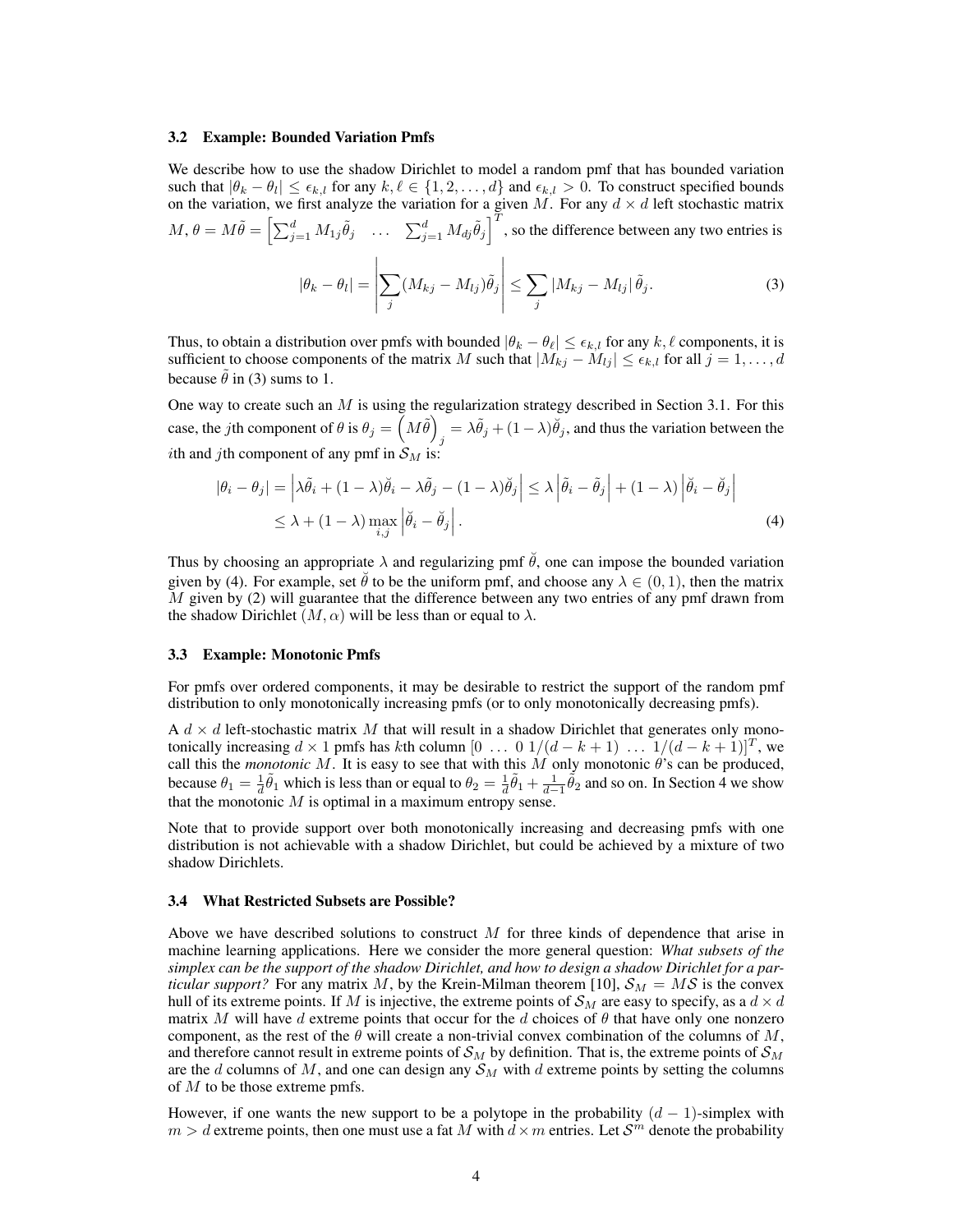### 3.2 Example: Bounded Variation Pmfs

We describe how to use the shadow Dirichlet to model a random pmf that has bounded variation such that $|\theta_k - \theta_l| \leq \epsilon_{k,l}$ for any $k, \ell \in \{1, 2, \ldots, d\}$ and $\epsilon_{k,l} > 0$. To construct specified bounds on the variation, we first analyze the variation for a given $M$. For any $d \times d$ left stochastic matrix $M$, $\theta = M\tilde{\theta} = \left[\sum_{j=1}^{d} M_{1j}\tilde{\theta}_j \quad \ldots \quad \sum_{j=1}^{d} M_{dj}\tilde{\theta}_j\right]^T$, so the difference between any two entries is

$$|\theta_k - \theta_l| = \left|\sum_j (M_{kj} - M_{lj})\tilde{\theta}_j\right| \leq \sum_j |M_{kj} - M_{lj}|\,\tilde{\theta}_j. \tag{3}$$

Thus, to obtain a distribution over pmfs with bounded $|\theta_k - \theta_\ell| \leq \epsilon_{k,l}$ for any $k, \ell$ components, it is sufficient to choose components of the matrix $M$ such that $|M_{kj} - M_{lj}| \leq \epsilon_{k,l}$ for all $j = 1, \ldots, d$ because $\tilde{\theta}$ in (3) sums to 1.

One way to create such an $M$ is using the regularization strategy described in Section 3.1. For this case, the $j$th component of $\theta$ is $\theta_j = \left(M\tilde{\theta}\right)_j = \lambda\tilde{\theta}_j + (1-\lambda)\breve{\theta}_j$, and thus the variation between the $i$th and $j$th component of any pmf in $\mathcal{S}_M$ is:

$$\begin{aligned}
|\theta_i - \theta_j| &= \left|\lambda\tilde{\theta}_i + (1-\lambda)\breve{\theta}_i - \lambda\tilde{\theta}_j - (1-\lambda)\breve{\theta}_j\right| \leq \lambda\left|\tilde{\theta}_i - \tilde{\theta}_j\right| + (1-\lambda)\left|\breve{\theta}_i - \breve{\theta}_j\right| \\
&\leq \lambda + (1-\lambda)\max_{i,j}\left|\breve{\theta}_i - \breve{\theta}_j\right|.
\end{aligned} \tag{4}$$

Thus by choosing an appropriate $\lambda$ and regularizing pmf $\breve{\theta}$, one can impose the bounded variation given by (4). For example, set $\breve{\theta}$ to be the uniform pmf, and choose any $\lambda \in (0, 1)$, then the matrix $M$ given by (2) will guarantee that the difference between any two entries of any pmf drawn from the shadow Dirichlet $(M, \alpha)$ will be less than or equal to $\lambda$.

### 3.3 Example: Monotonic Pmfs

For pmfs over ordered components, it may be desirable to restrict the support of the random pmf distribution to only monotonically increasing pmfs (or to only monotonically decreasing pmfs).

A $d \times d$ left-stochastic matrix $M$ that will result in a shadow Dirichlet that generates only monotonically increasing $d \times 1$ pmfs has $k$th column $[0 \ \ldots \ 0 \ 1/(d-k+1) \ \ldots \ 1/(d-k+1)]^T$, we call this the *monotonic* $M$. It is easy to see that with this $M$ only monotonic $\theta$'s can be produced, because $\theta_1 = \frac{1}{d}\tilde{\theta}_1$ which is less than or equal to $\theta_2 = \frac{1}{d}\tilde{\theta}_1 + \frac{1}{d-1}\tilde{\theta}_2$ and so on. In Section 4 we show that the monotonic $M$ is optimal in a maximum entropy sense.

Note that to provide support over both monotonically increasing and decreasing pmfs with one distribution is not achievable with a shadow Dirichlet, but could be achieved by a mixture of two shadow Dirichlets.

### 3.4 What Restricted Subsets are Possible?

Above we have described solutions to construct $M$ for three kinds of dependence that arise in machine learning applications. Here we consider the more general question: ***What subsets of the simplex can be the support of the shadow Dirichlet, and how to design a shadow Dirichlet for a particular support?*** For any matrix $M$, by the Krein-Milman theorem [10], $\mathcal{S}_M = M\mathcal{S}$ is the convex hull of its extreme points. If $M$ is injective, the extreme points of $\mathcal{S}_M$ are easy to specify, as a $d \times d$ matrix $M$ will have $d$ extreme points that occur for the $d$ choices of $\theta$ that have only one nonzero component, as the rest of the $\theta$ will create a non-trivial convex combination of the columns of $M$, and therefore cannot result in extreme points of $\mathcal{S}_M$ by definition. That is, the extreme points of $\mathcal{S}_M$ are the $d$ columns of $M$, and one can design any $\mathcal{S}_M$ with $d$ extreme points by setting the columns of $M$ to be those extreme pmfs.

However, if one wants the new support to be a polytope in the probability $(d-1)$-simplex with $m > d$ extreme points, then one must use a fat $M$ with $d \times m$ entries. Let $\mathcal{S}^m$ denote the probability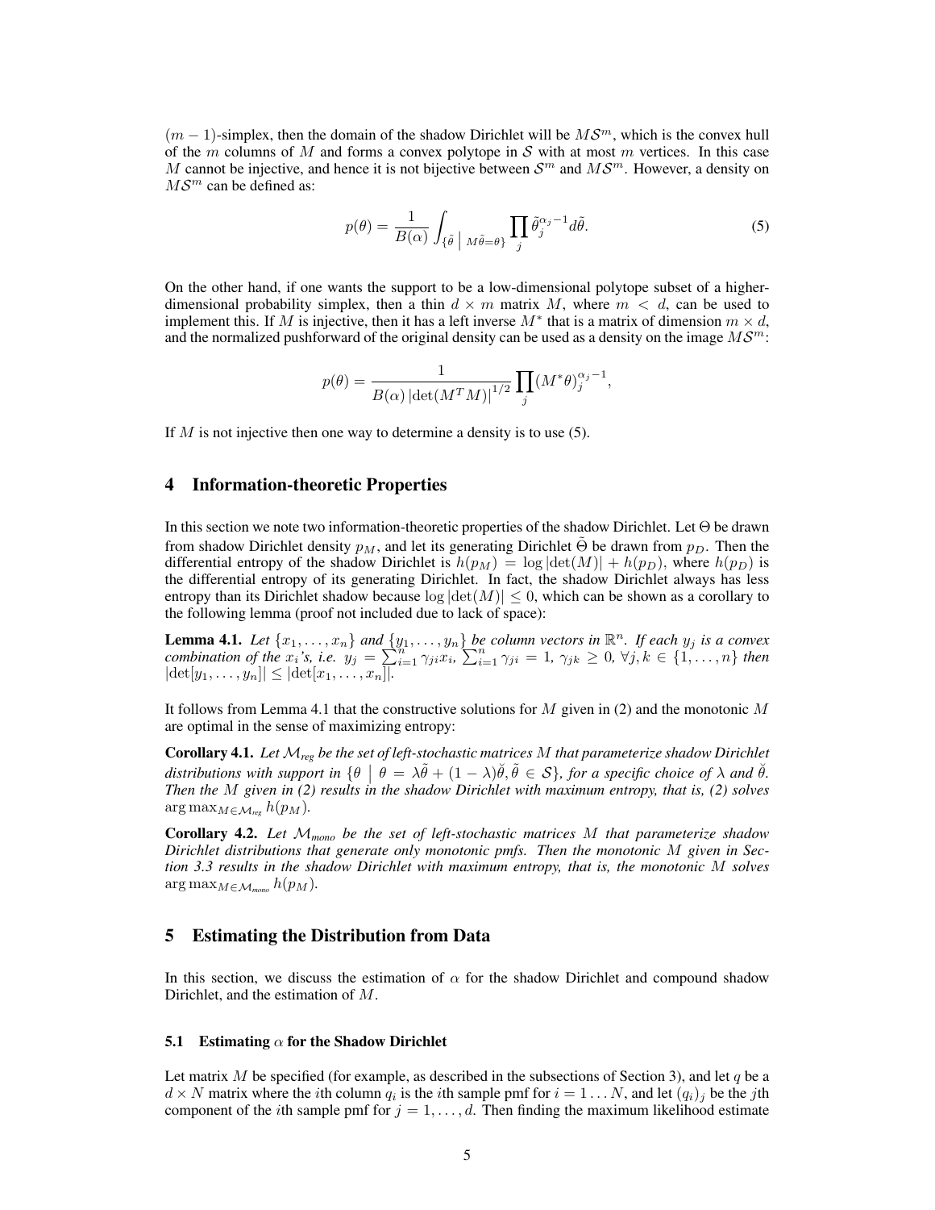$(m-1)$-simplex, then the domain of the shadow Dirichlet will be $M\mathcal{S}^m$, which is the convex hull of the $m$ columns of $M$ and forms a convex polytope in $\mathcal{S}$ with at most $m$ vertices. In this case $M$ cannot be injective, and hence it is not bijective between $\mathcal{S}^m$ and $M\mathcal{S}^m$. However, a density on $M\mathcal{S}^m$ can be defined as:

$$p(\theta) = \frac{1}{B(\alpha)} \int_{\{\tilde{\theta} \mid M\tilde{\theta}=\theta\}} \prod_j \tilde{\theta}_j^{\alpha_j - 1} d\tilde{\theta}. \tag{5}$$

On the other hand, if one wants the support to be a low-dimensional polytope subset of a higher-dimensional probability simplex, then a thin $d \times m$ matrix $M$, where $m < d$, can be used to implement this. If $M$ is injective, then it has a left inverse $M^*$ that is a matrix of dimension $m \times d$, and the normalized pushforward of the original density can be used as a density on the image $M\mathcal{S}^m$:

$$p(\theta) = \frac{1}{B(\alpha) \left|\det(M^T M)\right|^{1/2}} \prod_j (M^* \theta)_j^{\alpha_j - 1},$$

If $M$ is not injective then one way to determine a density is to use (5).

## 4 Information-theoretic Properties

In this section we note two information-theoretic properties of the shadow Dirichlet. Let $\Theta$ be drawn from shadow Dirichlet density $p_M$, and let its generating Dirichlet $\tilde{\Theta}$ be drawn from $p_D$. Then the differential entropy of the shadow Dirichlet is $h(p_M) = \log|\det(M)| + h(p_D)$, where $h(p_D)$ is the differential entropy of its generating Dirichlet. In fact, the shadow Dirichlet always has less entropy than its Dirichlet shadow because $\log|\det(M)| \leq 0$, which can be shown as a corollary to the following lemma (proof not included due to lack of space):

**Lemma 4.1.** *Let $\{x_1, \ldots, x_n\}$ and $\{y_1, \ldots, y_n\}$ be column vectors in $\mathbb{R}^n$. If each $y_j$ is a convex combination of the $x_i$'s, i.e. $y_j = \sum_{i=1}^n \gamma_{ji} x_i$, $\sum_{i=1}^n \gamma_{ji} = 1$, $\gamma_{jk} \geq 0$, $\forall j, k \in \{1, \ldots, n\}$ then $|\det[y_1, \ldots, y_n]| \leq |\det[x_1, \ldots, x_n]|$.*

It follows from Lemma 4.1 that the constructive solutions for $M$ given in (2) and the monotonic $M$ are optimal in the sense of maximizing entropy:

**Corollary 4.1.** *Let $\mathcal{M}_{reg}$ be the set of left-stochastic matrices $M$ that parameterize shadow Dirichlet distributions with support in $\{\theta \mid \theta = \lambda\tilde{\theta} + (1-\lambda)\breve{\theta}, \tilde{\theta} \in \mathcal{S}\}$, for a specific choice of $\lambda$ and $\breve{\theta}$. Then the $M$ given in (2) results in the shadow Dirichlet with maximum entropy, that is, (2) solves $\arg\max_{M \in \mathcal{M}_{reg}} h(p_M)$.*

**Corollary 4.2.** *Let $\mathcal{M}_{mono}$ be the set of left-stochastic matrices $M$ that parameterize shadow Dirichlet distributions that generate only monotonic pmfs. Then the monotonic $M$ given in Section 3.3 results in the shadow Dirichlet with maximum entropy, that is, the monotonic $M$ solves $\arg\max_{M \in \mathcal{M}_{mono}} h(p_M)$.*

## 5 Estimating the Distribution from Data

In this section, we discuss the estimation of $\alpha$ for the shadow Dirichlet and compound shadow Dirichlet, and the estimation of $M$.

### 5.1 Estimating $\alpha$ for the Shadow Dirichlet

Let matrix $M$ be specified (for example, as described in the subsections of Section 3), and let $q$ be a $d \times N$ matrix where the $i$th column $q_i$ is the $i$th sample pmf for $i = 1 \ldots N$, and let $(q_i)_j$ be the $j$th component of the $i$th sample pmf for $j = 1, \ldots, d$. Then finding the maximum likelihood estimate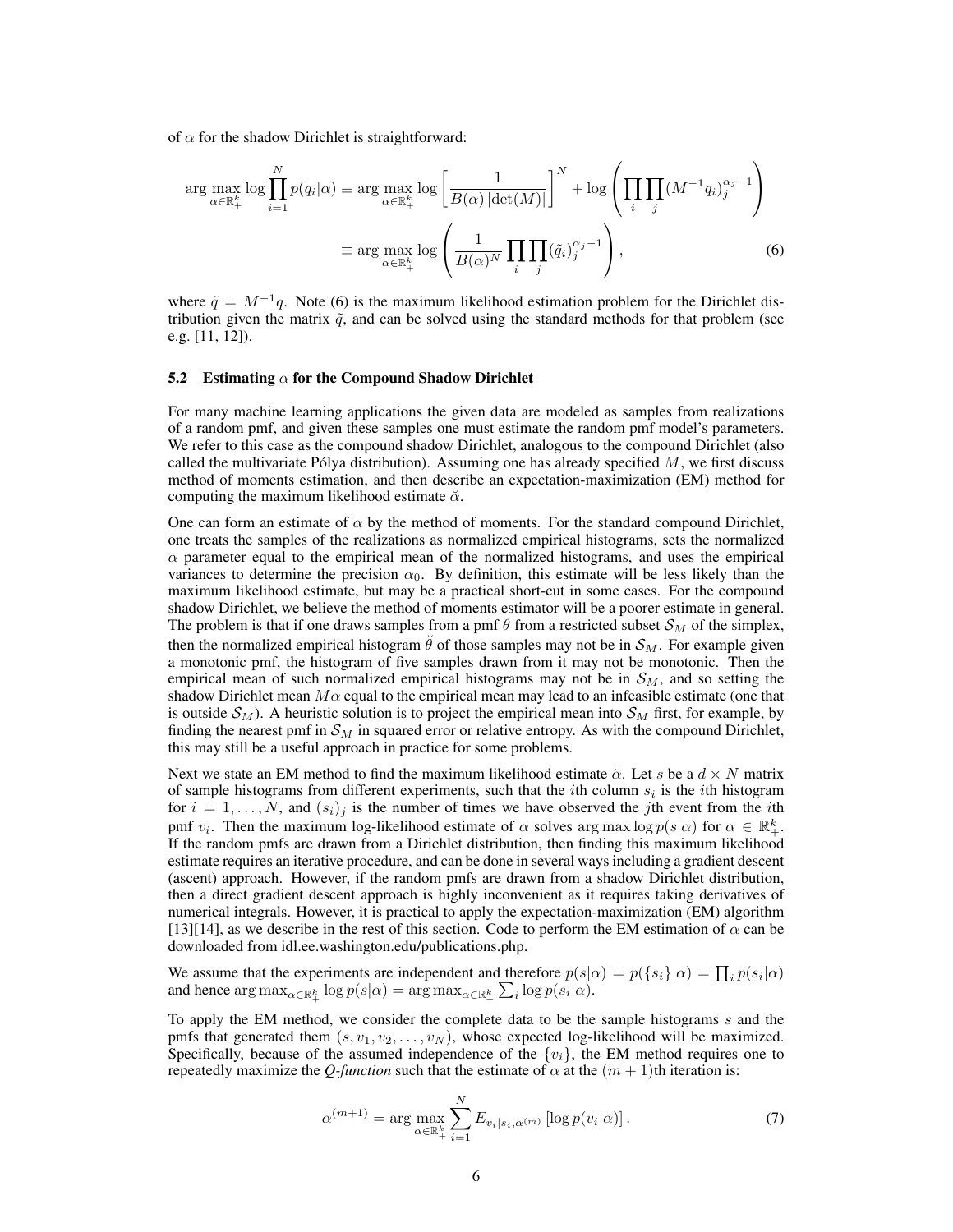of $\alpha$ for the shadow Dirichlet is straightforward:

$$\arg\max_{\alpha \in \mathbb{R}_+^k} \log \prod_{i=1}^{N} p(q_i|\alpha) \equiv \arg\max_{\alpha \in \mathbb{R}_+^k} \log \left[ \frac{1}{B(\alpha)\,|\det(M)|} \right]^N + \log \left( \prod_i \prod_j (M^{-1} q_i)_j^{\alpha_j - 1} \right)$$

$$\equiv \arg\max_{\alpha \in \mathbb{R}_+^k} \log \left( \frac{1}{B(\alpha)^N} \prod_i \prod_j (\tilde{q}_i)_j^{\alpha_j - 1} \right), \tag{6}$$

where $\tilde{q} = M^{-1} q$. Note (6) is the maximum likelihood estimation problem for the Dirichlet distribution given the matrix $\tilde{q}$, and can be solved using the standard methods for that problem (see e.g. [11, 12]).

### 5.2 Estimating $\alpha$ for the Compound Shadow Dirichlet

For many machine learning applications the given data are modeled as samples from realizations of a random pmf, and given these samples one must estimate the random pmf model's parameters. We refer to this case as the compound shadow Dirichlet, analogous to the compound Dirichlet (also called the multivariate Pólya distribution). Assuming one has already specified $M$, we first discuss method of moments estimation, and then describe an expectation-maximization (EM) method for computing the maximum likelihood estimate $\breve{\alpha}$.

One can form an estimate of $\alpha$ by the method of moments. For the standard compound Dirichlet, one treats the samples of the realizations as normalized empirical histograms, sets the normalized $\alpha$ parameter equal to the empirical mean of the normalized histograms, and uses the empirical variances to determine the precision $\alpha_0$. By definition, this estimate will be less likely than the maximum likelihood estimate, but may be a practical short-cut in some cases. For the compound shadow Dirichlet, we believe the method of moments estimator will be a poorer estimate in general. The problem is that if one draws samples from a pmf $\theta$ from a restricted subset $\mathcal{S}_M$ of the simplex, then the normalized empirical histogram $\breve{\theta}$ of those samples may not be in $\mathcal{S}_M$. For example given a monotonic pmf, the histogram of five samples drawn from it may not be monotonic. Then the empirical mean of such normalized empirical histograms may not be in $\mathcal{S}_M$, and so setting the shadow Dirichlet mean $M\alpha$ equal to the empirical mean may lead to an infeasible estimate (one that is outside $\mathcal{S}_M$). A heuristic solution is to project the empirical mean into $\mathcal{S}_M$ first, for example, by finding the nearest pmf in $\mathcal{S}_M$ in squared error or relative entropy. As with the compound Dirichlet, this may still be a useful approach in practice for some problems.

Next we state an EM method to find the maximum likelihood estimate $\breve{\alpha}$. Let $s$ be a $d \times N$ matrix of sample histograms from different experiments, such that the $i$th column $s_i$ is the $i$th histogram for $i = 1, \ldots, N$, and $(s_i)_j$ is the number of times we have observed the $j$th event from the $i$th pmf $v_i$. Then the maximum log-likelihood estimate of $\alpha$ solves $\arg\max \log p(s|\alpha)$ for $\alpha \in \mathbb{R}_+^k$. If the random pmfs are drawn from a Dirichlet distribution, then finding this maximum likelihood estimate requires an iterative procedure, and can be done in several ways including a gradient descent (ascent) approach. However, if the random pmfs are drawn from a shadow Dirichlet distribution, then a direct gradient descent approach is highly inconvenient as it requires taking derivatives of numerical integrals. However, it is practical to apply the expectation-maximization (EM) algorithm [13][14], as we describe in the rest of this section. Code to perform the EM estimation of $\alpha$ can be downloaded from idl.ee.washington.edu/publications.php.

We assume that the experiments are independent and therefore $p(s|\alpha) = p(\{s_i\}|\alpha) = \prod_i p(s_i|\alpha)$ and hence $\arg\max_{\alpha \in \mathbb{R}_+^k} \log p(s|\alpha) = \arg\max_{\alpha \in \mathbb{R}_+^k} \sum_i \log p(s_i|\alpha)$.

To apply the EM method, we consider the complete data to be the sample histograms $s$ and the pmfs that generated them $(s, v_1, v_2, \ldots, v_N)$, whose expected log-likelihood will be maximized. Specifically, because of the assumed independence of the $\{v_i\}$, the EM method requires one to repeatedly maximize the *Q-function* such that the estimate of $\alpha$ at the $(m+1)$th iteration is:

$$\alpha^{(m+1)} = \arg\max_{\alpha \in \mathbb{R}_+^k} \sum_{i=1}^{N} E_{v_i|s_i,\alpha^{(m)}} \left[ \log p(v_i|\alpha) \right]. \tag{7}$$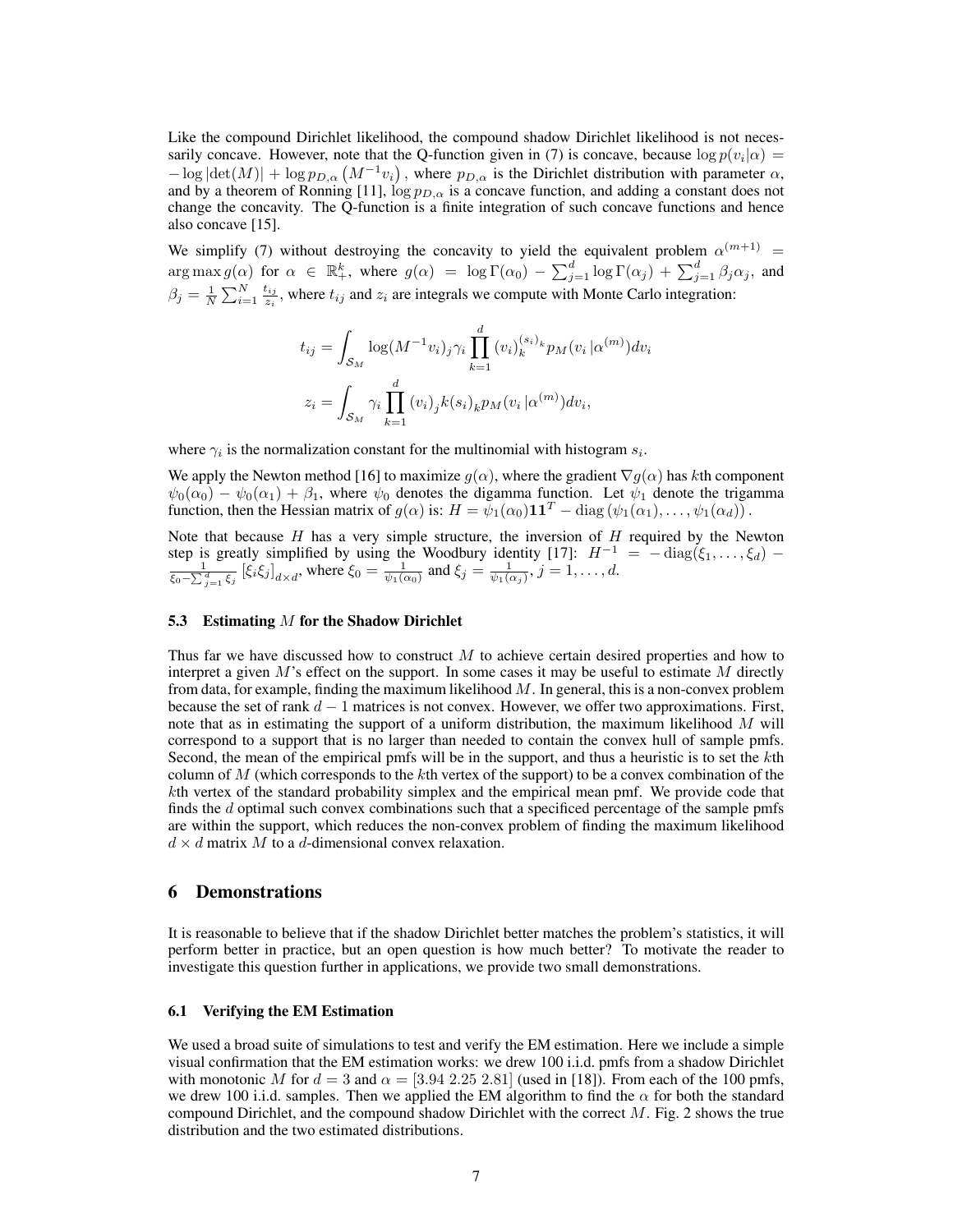Like the compound Dirichlet likelihood, the compound shadow Dirichlet likelihood is not necessarily concave. However, note that the Q-function given in (7) is concave, because $\log p(v_i|\alpha) = -\log|\det(M)| + \log p_{D,\alpha}\left(M^{-1}v_i\right)$, where $p_{D,\alpha}$ is the Dirichlet distribution with parameter $\alpha$, and by a theorem of Ronning [11], $\log p_{D,\alpha}$ is a concave function, and adding a constant does not change the concavity. The Q-function is a finite integration of such concave functions and hence also concave [15].

We simplify (7) without destroying the concavity to yield the equivalent problem $\alpha^{(m+1)} = \arg\max g(\alpha)$ for $\alpha \in \mathbb{R}^k_+$, where $g(\alpha) = \log\Gamma(\alpha_0) - \sum_{j=1}^d \log\Gamma(\alpha_j) + \sum_{j=1}^d \beta_j\alpha_j$, and $\beta_j = \frac{1}{N}\sum_{i=1}^N \frac{t_{ij}}{z_i}$, where $t_{ij}$ and $z_i$ are integrals we compute with Monte Carlo integration:

$$t_{ij} = \int_{\mathcal{S}_M} \log(M^{-1}v_i)_j \gamma_i \prod_{k=1}^d (v_i)_k^{(s_i)_k} p_M(v_i\,|\alpha^{(m)})dv_i$$

$$z_i = \int_{\mathcal{S}_M} \gamma_i \prod_{k=1}^d (v_i)_j k(s_i)_k p_M(v_i\,|\alpha^{(m)})dv_i,$$

where $\gamma_i$ is the normalization constant for the multinomial with histogram $s_i$.

We apply the Newton method [16] to maximize $g(\alpha)$, where the gradient $\nabla g(\alpha)$ has $k$th component $\psi_0(\alpha_0) - \psi_0(\alpha_1) + \beta_1$, where $\psi_0$ denotes the digamma function. Let $\psi_1$ denote the trigamma function, then the Hessian matrix of $g(\alpha)$ is: $H = \psi_1(\alpha_0)\mathbf{1}\mathbf{1}^T - \operatorname{diag}\left(\psi_1(\alpha_1), \ldots, \psi_1(\alpha_d)\right)$.

Note that because $H$ has a very simple structure, the inversion of $H$ required by the Newton step is greatly simplified by using the Woodbury identity [17]: $H^{-1} = -\operatorname{diag}(\xi_1, \ldots, \xi_d) - \frac{1}{\xi_0 - \sum_{j=1}^d \xi_j}\left[\xi_i\xi_j\right]_{d\times d}$, where $\xi_0 = \frac{1}{\psi_1(\alpha_0)}$ and $\xi_j = \frac{1}{\psi_1(\alpha_j)}$, $j = 1, \ldots, d$.

### 5.3 Estimating $M$ for the Shadow Dirichlet

Thus far we have discussed how to construct $M$ to achieve certain desired properties and how to interpret a given $M$'s effect on the support. In some cases it may be useful to estimate $M$ directly from data, for example, finding the maximum likelihood $M$. In general, this is a non-convex problem because the set of rank $d-1$ matrices is not convex. However, we offer two approximations. First, note that as in estimating the support of a uniform distribution, the maximum likelihood $M$ will correspond to a support that is no larger than needed to contain the convex hull of sample pmfs. Second, the mean of the empirical pmfs will be in the support, and thus a heuristic is to set the $k$th column of $M$ (which corresponds to the $k$th vertex of the support) to be a convex combination of the $k$th vertex of the standard probability simplex and the empirical mean pmf. We provide code that finds the $d$ optimal such convex combinations such that a specificed percentage of the sample pmfs are within the support, which reduces the non-convex problem of finding the maximum likelihood $d \times d$ matrix $M$ to a $d$-dimensional convex relaxation.

## 6 Demonstrations

It is reasonable to believe that if the shadow Dirichlet better matches the problem's statistics, it will perform better in practice, but an open question is how much better? To motivate the reader to investigate this question further in applications, we provide two small demonstrations.

### 6.1 Verifying the EM Estimation

We used a broad suite of simulations to test and verify the EM estimation. Here we include a simple visual confirmation that the EM estimation works: we drew 100 i.i.d. pmfs from a shadow Dirichlet with monotonic $M$ for $d = 3$ and $\alpha = [3.94\ 2.25\ 2.81]$ (used in [18]). From each of the 100 pmfs, we drew 100 i.i.d. samples. Then we applied the EM algorithm to find the $\alpha$ for both the standard compound Dirichlet, and the compound shadow Dirichlet with the correct $M$. Fig. 2 shows the true distribution and the two estimated distributions.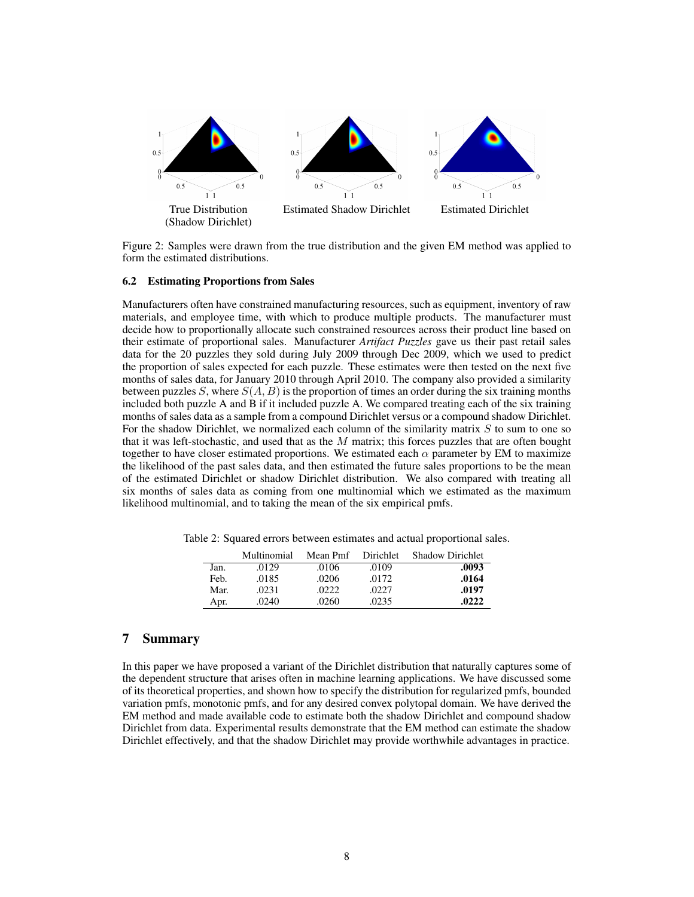True Distribution (Shadow Dirichlet) | Estimated Shadow Dirichlet | Estimated Dirichlet

Figure 2: Samples were drawn from the true distribution and the given EM method was applied to form the estimated distributions.

### 6.2 Estimating Proportions from Sales

Manufacturers often have constrained manufacturing resources, such as equipment, inventory of raw materials, and employee time, with which to produce multiple products. The manufacturer must decide how to proportionally allocate such constrained resources across their product line based on their estimate of proportional sales. Manufacturer *Artifact Puzzles* gave us their past retail sales data for the 20 puzzles they sold during July 2009 through Dec 2009, which we used to predict the proportion of sales expected for each puzzle. These estimates were then tested on the next five months of sales data, for January 2010 through April 2010. The company also provided a similarity between puzzles $S$, where $S(A, B)$ is the proportion of times an order during the six training months included both puzzle A and B if it included puzzle A. We compared treating each of the six training months of sales data as a sample from a compound Dirichlet versus or a compound shadow Dirichlet. For the shadow Dirichlet, we normalized each column of the similarity matrix $S$ to sum to one so that it was left-stochastic, and used that as the $M$ matrix; this forces puzzles that are often bought together to have closer estimated proportions. We estimated each $\alpha$ parameter by EM to maximize the likelihood of the past sales data, and then estimated the future sales proportions to be the mean of the estimated Dirichlet or shadow Dirichlet distribution. We also compared with treating all six months of sales data as coming from one multinomial which we estimated as the maximum likelihood multinomial, and to taking the mean of the six empirical pmfs.

Table 2: Squared errors between estimates and actual proportional sales.

| | Multinomial | Mean Pmf | Dirichlet | Shadow Dirichlet |
|---|---|---|---|---|
| Jan. | .0129 | .0106 | .0109 | **.0093** |
| Feb. | .0185 | .0206 | .0172 | **.0164** |
| Mar. | .0231 | .0222 | .0227 | **.0197** |
| Apr. | .0240 | .0260 | .0235 | **.0222** |

## 7 Summary

In this paper we have proposed a variant of the Dirichlet distribution that naturally captures some of the dependent structure that arises often in machine learning applications. We have discussed some of its theoretical properties, and shown how to specify the distribution for regularized pmfs, bounded variation pmfs, monotonic pmfs, and for any desired convex polytopal domain. We have derived the EM method and made available code to estimate both the shadow Dirichlet and compound shadow Dirichlet from data. Experimental results demonstrate that the EM method can estimate the shadow Dirichlet effectively, and that the shadow Dirichlet may provide worthwhile advantages in practice.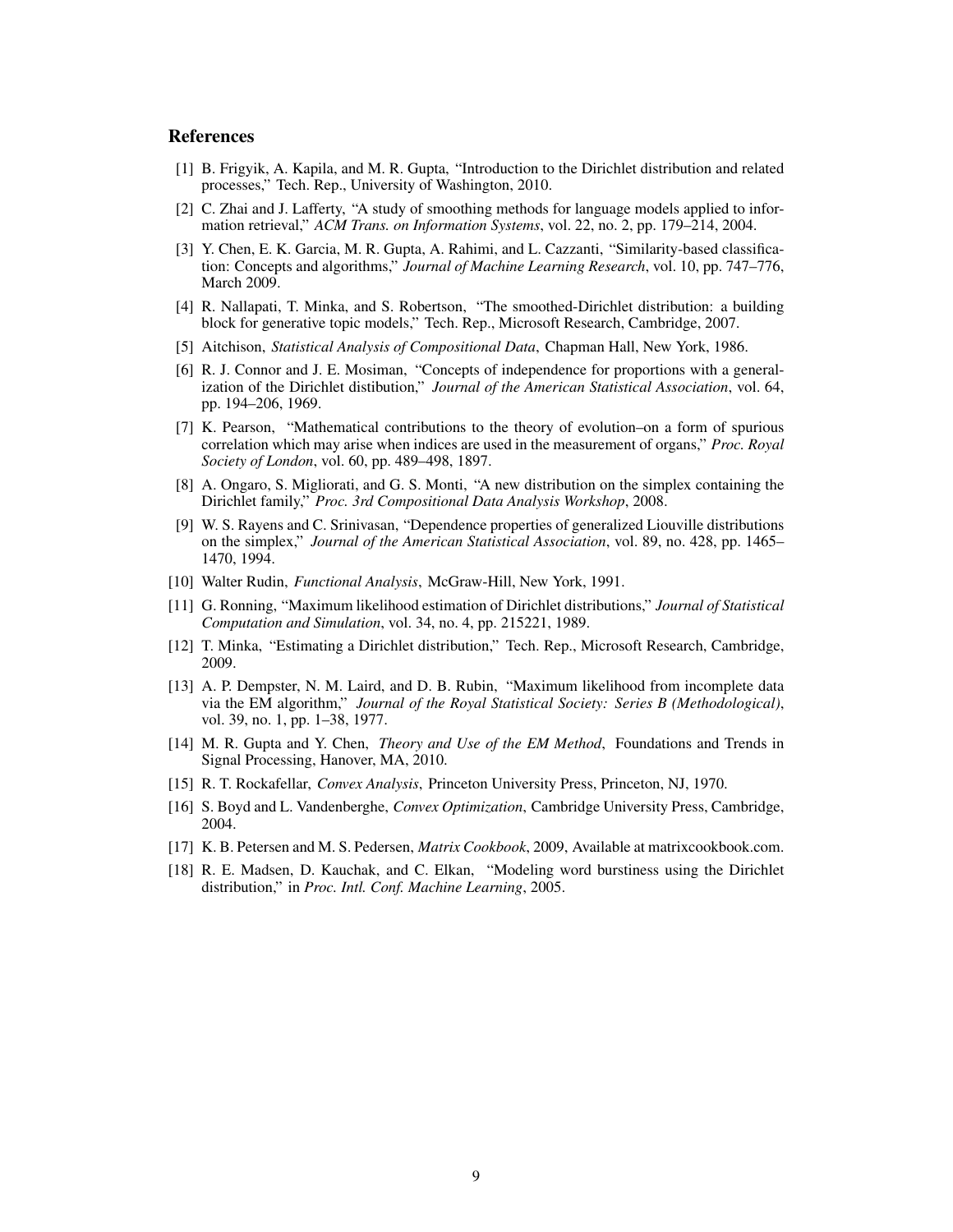## References

[1] B. Frigyik, A. Kapila, and M. R. Gupta, "Introduction to the Dirichlet distribution and related processes," Tech. Rep., University of Washington, 2010.

[2] C. Zhai and J. Lafferty, "A study of smoothing methods for language models applied to information retrieval," *ACM Trans. on Information Systems*, vol. 22, no. 2, pp. 179–214, 2004.

[3] Y. Chen, E. K. Garcia, M. R. Gupta, A. Rahimi, and L. Cazzanti, "Similarity-based classification: Concepts and algorithms," *Journal of Machine Learning Research*, vol. 10, pp. 747–776, March 2009.

[4] R. Nallapati, T. Minka, and S. Robertson, "The smoothed-Dirichlet distribution: a building block for generative topic models," Tech. Rep., Microsoft Research, Cambridge, 2007.

[5] Aitchison, *Statistical Analysis of Compositional Data*, Chapman Hall, New York, 1986.

[6] R. J. Connor and J. E. Mosiman, "Concepts of independence for proportions with a generalization of the Dirichlet distibution," *Journal of the American Statistical Association*, vol. 64, pp. 194–206, 1969.

[7] K. Pearson, "Mathematical contributions to the theory of evolution–on a form of spurious correlation which may arise when indices are used in the measurement of organs," *Proc. Royal Society of London*, vol. 60, pp. 489–498, 1897.

[8] A. Ongaro, S. Migliorati, and G. S. Monti, "A new distribution on the simplex containing the Dirichlet family," *Proc. 3rd Compositional Data Analysis Workshop*, 2008.

[9] W. S. Rayens and C. Srinivasan, "Dependence properties of generalized Liouville distributions on the simplex," *Journal of the American Statistical Association*, vol. 89, no. 428, pp. 1465–1470, 1994.

[10] Walter Rudin, *Functional Analysis*, McGraw-Hill, New York, 1991.

[11] G. Ronning, "Maximum likelihood estimation of Dirichlet distributions," *Journal of Statistical Computation and Simulation*, vol. 34, no. 4, pp. 215221, 1989.

[12] T. Minka, "Estimating a Dirichlet distribution," Tech. Rep., Microsoft Research, Cambridge, 2009.

[13] A. P. Dempster, N. M. Laird, and D. B. Rubin, "Maximum likelihood from incomplete data via the EM algorithm," *Journal of the Royal Statistical Society: Series B (Methodological)*, vol. 39, no. 1, pp. 1–38, 1977.

[14] M. R. Gupta and Y. Chen, *Theory and Use of the EM Method*, Foundations and Trends in Signal Processing, Hanover, MA, 2010.

[15] R. T. Rockafellar, *Convex Analysis*, Princeton University Press, Princeton, NJ, 1970.

[16] S. Boyd and L. Vandenberghe, *Convex Optimization*, Cambridge University Press, Cambridge, 2004.

[17] K. B. Petersen and M. S. Pedersen, *Matrix Cookbook*, 2009, Available at matrixcookbook.com.

[18] R. E. Madsen, D. Kauchak, and C. Elkan, "Modeling word burstiness using the Dirichlet distribution," in *Proc. Intl. Conf. Machine Learning*, 2005.